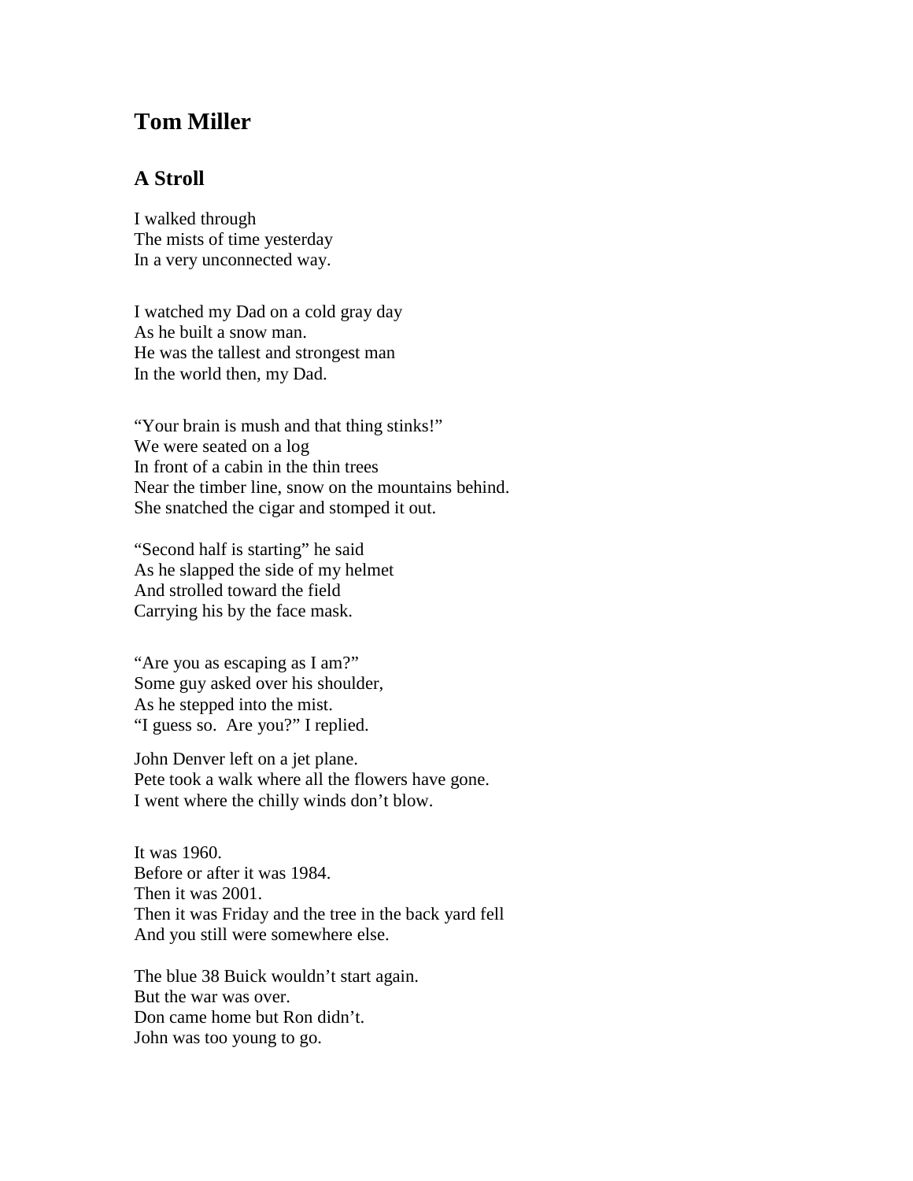# Tom Miller

## A Stroll

I walked through  
The mists of time yesterday  
In a very unconnected way.

I watched my Dad on a cold gray day  
As he built a snow man.  
He was the tallest and strongest man  
In the world then, my Dad.

"Your brain is mush and that thing stinks!"  
We were seated on a log  
In front of a cabin in the thin trees  
Near the timber line, snow on the mountains behind.  
She snatched the cigar and stomped it out.

"Second half is starting" he said  
As he slapped the side of my helmet  
And strolled toward the field  
Carrying his by the face mask.

"Are you as escaping as I am?"  
Some guy asked over his shoulder,  
As he stepped into the mist.  
"I guess so.  Are you?" I replied.

John Denver left on a jet plane.  
Pete took a walk where all the flowers have gone.  
I went where the chilly winds don't blow.

It was 1960.  
Before or after it was 1984.  
Then it was 2001.  
Then it was Friday and the tree in the back yard fell  
And you still were somewhere else.

The blue 38 Buick wouldn't start again.  
But the war was over.  
Don came home but Ron didn't.  
John was too young to go.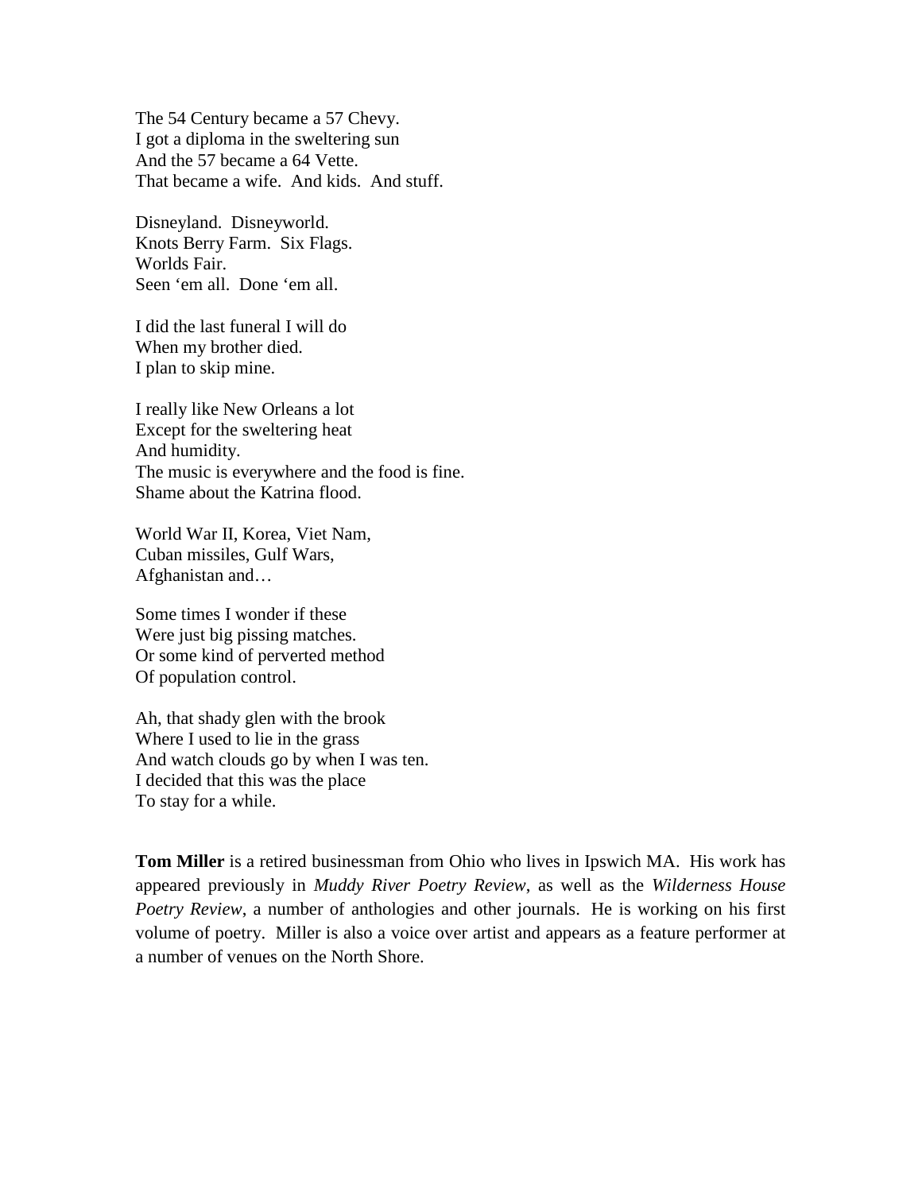The 54 Century became a 57 Chevy.
I got a diploma in the sweltering sun
And the 57 became a 64 Vette.
That became a wife. And kids. And stuff.

Disneyland. Disneyworld.
Knots Berry Farm. Six Flags.
Worlds Fair.
Seen 'em all. Done 'em all.

I did the last funeral I will do
When my brother died.
I plan to skip mine.

I really like New Orleans a lot
Except for the sweltering heat
And humidity.
The music is everywhere and the food is fine.
Shame about the Katrina flood.

World War II, Korea, Viet Nam,
Cuban missiles, Gulf Wars,
Afghanistan and…

Some times I wonder if these
Were just big pissing matches.
Or some kind of perverted method
Of population control.

Ah, that shady glen with the brook
Where I used to lie in the grass
And watch clouds go by when I was ten.
I decided that this was the place
To stay for a while.

**Tom Miller** is a retired businessman from Ohio who lives in Ipswich MA. His work has appeared previously in *Muddy River Poetry Review*, as well as the *Wilderness House Poetry Review*, a number of anthologies and other journals. He is working on his first volume of poetry. Miller is also a voice over artist and appears as a feature performer at a number of venues on the North Shore.